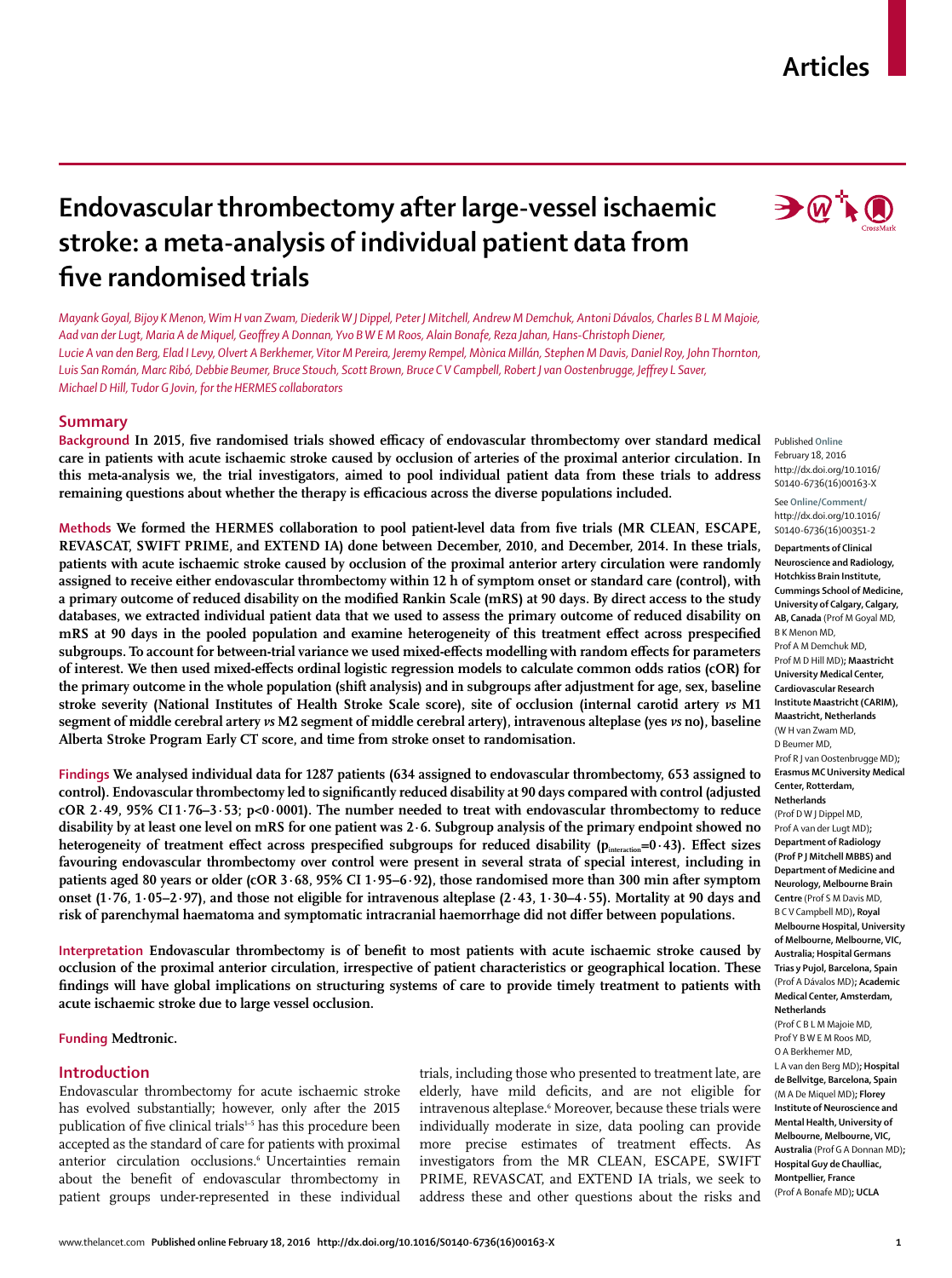# Endovascular thrombectomy after large-vessel ischaemic stroke: a meta-analysis of individual patient data from five randomised trials

*Mayank Goyal, Bijoy K Menon, Wim H van Zwam, Diederik W J Dippel, Peter J Mitchell, Andrew M Demchuk, Antoni Dávalos, Charles B L M Majoie, Aad van der Lugt, Maria A de Miquel, Geoffrey A Donnan, Yvo B W E M Roos, Alain Bonafe, Reza Jahan, Hans-Christoph Diener, Lucie A van den Berg, Elad I Levy, Olvert A Berkhemer, Vitor M Pereira, Jeremy Rempel, Mònica Millán, Stephen M Davis, Daniel Roy, John Thornton, Luis San Román, Marc Ribó, Debbie Beumer, Bruce Stouch, Scott Brown, Bruce C V Campbell, Robert J van Oostenbrugge, Jeffrey L Saver, Michael D Hill, Tudor G Jovin, for the HERMES collaborators*

## Summary

**Background** In 2015, five randomised trials showed efficacy of endovascular thrombectomy over standard medical care in patients with acute ischaemic stroke caused by occlusion of arteries of the proximal anterior circulation. In this meta-analysis we, the trial investigators, aimed to pool individual patient data from these trials to address remaining questions about whether the therapy is efficacious across the diverse populations included.

**Methods** We formed the HERMES collaboration to pool patient-level data from five trials (MR CLEAN, ESCAPE, REVASCAT, SWIFT PRIME, and EXTEND IA) done between December, 2010, and December, 2014. In these trials, patients with acute ischaemic stroke caused by occlusion of the proximal anterior artery circulation were randomly assigned to receive either endovascular thrombectomy within 12 h of symptom onset or standard care (control), with a primary outcome of reduced disability on the modified Rankin Scale (mRS) at 90 days. By direct access to the study databases, we extracted individual patient data that we used to assess the primary outcome of reduced disability on mRS at 90 days in the pooled population and examine heterogeneity of this treatment effect across prespecified subgroups. To account for between-trial variance we used mixed-effects modelling with random effects for parameters of interest. We then used mixed-effects ordinal logistic regression models to calculate common odds ratios (cOR) for the primary outcome in the whole population (shift analysis) and in subgroups after adjustment for age, sex, baseline stroke severity (National Institutes of Health Stroke Scale score), site of occlusion (internal carotid artery *vs* M1 segment of middle cerebral artery *vs* M2 segment of middle cerebral artery), intravenous alteplase (yes *vs* no), baseline Alberta Stroke Program Early CT score, and time from stroke onset to randomisation.

**Findings** We analysed individual data for 1287 patients (634 assigned to endovascular thrombectomy, 653 assigned to control). Endovascular thrombectomy led to significantly reduced disability at 90 days compared with control (adjusted cOR 2·49, 95% CI 1·76–3·53; $p<0·0001$). The number needed to treat with endovascular thrombectomy to reduce disability by at least one level on mRS for one patient was 2·6. Subgroup analysis of the primary endpoint showed no heterogeneity of treatment effect across prespecified subgroups for reduced disability ($p_{interaction}=0·43$). Effect sizes favouring endovascular thrombectomy over control were present in several strata of special interest, including in patients aged 80 years or older (cOR 3·68, 95% CI 1·95–6·92), those randomised more than 300 min after symptom onset (1·76, 1·05–2·97), and those not eligible for intravenous alteplase (2·43, 1·30–4·55). Mortality at 90 days and risk of parenchymal haematoma and symptomatic intracranial haemorrhage did not differ between populations.

**Interpretation** Endovascular thrombectomy is of benefit to most patients with acute ischaemic stroke caused by occlusion of the proximal anterior circulation, irrespective of patient characteristics or geographical location. These findings will have global implications on structuring systems of care to provide timely treatment to patients with acute ischaemic stroke due to large vessel occlusion.

**Funding** Medtronic.

## Introduction

Endovascular thrombectomy for acute ischaemic stroke has evolved substantially; however, only after the 2015 publication of five clinical trials[1–5] has this procedure been accepted as the standard of care for patients with proximal anterior circulation occlusions.[6] Uncertainties remain about the benefit of endovascular thrombectomy in patient groups under-represented in these individual trials, including those who presented to treatment late, are elderly, have mild deficits, and are not eligible for intravenous alteplase.[6] Moreover, because these trials were individually moderate in size, data pooling can provide more precise estimates of treatment effects. As investigators from the MR CLEAN, ESCAPE, SWIFT PRIME, REVASCAT, and EXTEND IA trials, we seek to address these and other questions about the risks and

Published **Online** February 18, 2016 http://dx.doi.org/10.1016/S0140-6736(16)00163-X

See **Online/Comment/** http://dx.doi.org/10.1016/S0140-6736(16)00351-2

**Departments of Clinical Neuroscience and Radiology, Hotchkiss Brain Institute, Cummings School of Medicine, University of Calgary, Calgary, AB, Canada** (Prof M Goyal MD, B K Menon MD, Prof A M Demchuk MD, Prof M D Hill MD)**; Maastricht University Medical Center, Cardiovascular Research Institute Maastricht (CARIM), Maastricht, Netherlands** (W H van Zwam MD, D Beumer MD, Prof R J van Oostenbrugge MD)**; Erasmus MC University Medical Center, Rotterdam, Netherlands** (Prof D W J Dippel MD, Prof A van der Lugt MD)**; Department of Radiology (Prof P J Mitchell MBBS) and Department of Medicine and Neurology, Melbourne Brain Centre** (Prof S M Davis MD, B C V Campbell MD)**, Royal Melbourne Hospital, University of Melbourne, Melbourne, VIC, Australia; Hospital Germans Trias y Pujol, Barcelona, Spain** (Prof A Dávalos MD)**; Academic Medical Center, Amsterdam, Netherlands** (Prof C B L M Majoie MD, Prof Y B W E M Roos MD, O A Berkhemer MD, L A van den Berg MD)**; Hospital de Bellvitge, Barcelona, Spain** (M A De Miquel MD)**; Florey Institute of Neuroscience and Mental Health, University of Melbourne, Melbourne, VIC, Australia** (Prof G A Donnan MD)**; Hospital Guy de Chaulliac, Montpellier, France** (Prof A Bonafe MD)**; UCLA**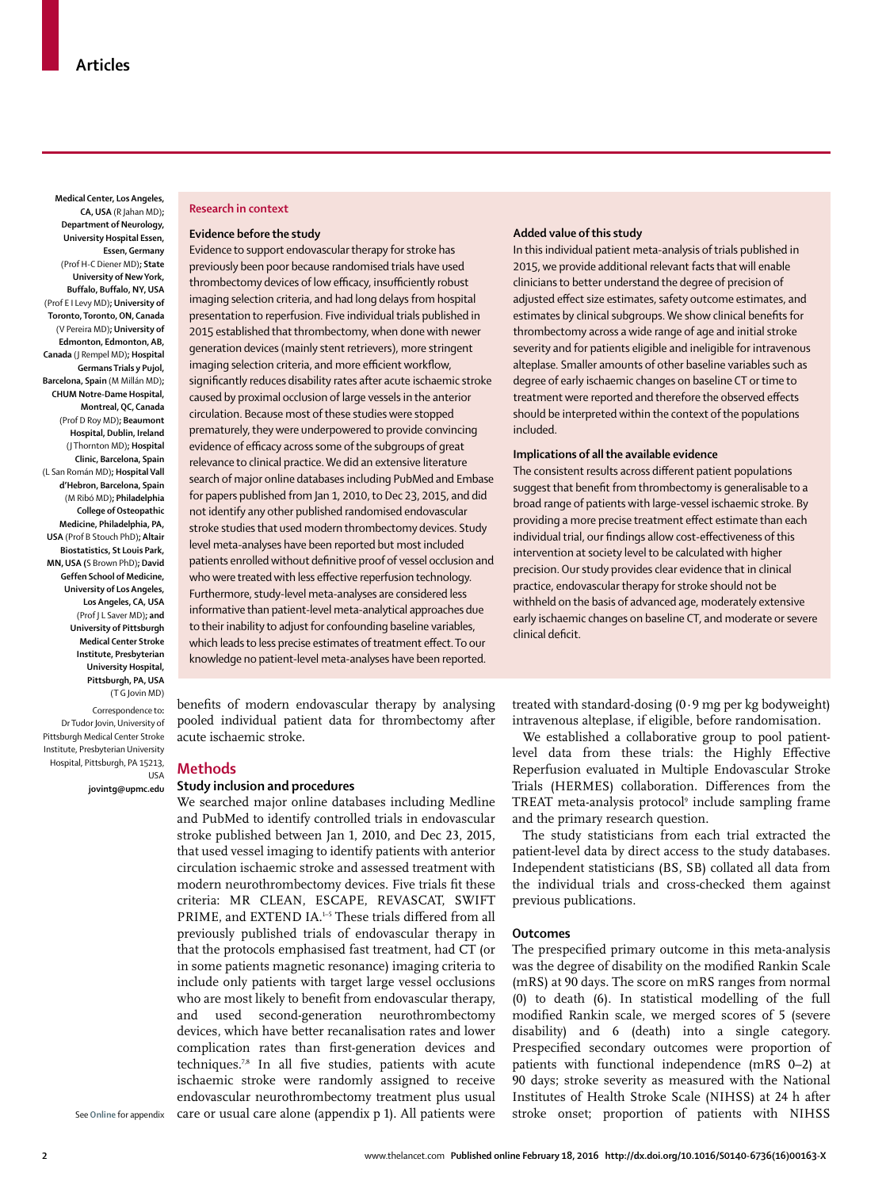Medical Center, Los Angeles, CA, USA (R Jahan MD); Department of Neurology, University Hospital Essen, Essen, Germany (Prof H-C Diener MD); State University of New York, Buffalo, Buffalo, NY, USA (Prof E I Levy MD); University of Toronto, Toronto, ON, Canada (V Pereira MD); University of Edmonton, Edmonton, AB, Canada (J Rempel MD); Hospital Germans Trials y Pujol, Barcelona, Spain (M Millán MD); CHUM Notre-Dame Hospital, Montreal, QC, Canada (Prof D Roy MD); Beaumont Hospital, Dublin, Ireland (J Thornton MD); Hospital Clinic, Barcelona, Spain (L San Román MD); Hospital Vall d'Hebron, Barcelona, Spain (M Ribó MD); Philadelphia College of Osteopathic Medicine, Philadelphia, PA, USA (Prof B Stouch PhD); Altair Biostatistics, St Louis Park, MN, USA (S Brown PhD); David Geffen School of Medicine, University of Los Angeles, Los Angeles, CA, USA (Prof J L Saver MD); and University of Pittsburgh Medical Center Stroke Institute, Presbyterian University Hospital, Pittsburgh, PA, USA (T G Jovin MD)

Correspondence to: Dr Tudor Jovin, University of Pittsburgh Medical Center Stroke Institute, Presbyterian University Hospital, Pittsburgh, PA 15213, USA **jovintg@upmc.edu**

## Research in context

### Evidence before the study

Evidence to support endovascular therapy for stroke has previously been poor because randomised trials have used thrombectomy devices of low efficacy, insufficiently robust imaging selection criteria, and had long delays from hospital presentation to reperfusion. Five individual trials published in 2015 established that thrombectomy, when done with newer generation devices (mainly stent retrievers), more stringent imaging selection criteria, and more efficient workflow, significantly reduces disability rates after acute ischaemic stroke caused by proximal occlusion of large vessels in the anterior circulation. Because most of these studies were stopped prematurely, they were underpowered to provide convincing evidence of efficacy across some of the subgroups of great relevance to clinical practice. We did an extensive literature search of major online databases including PubMed and Embase for papers published from Jan 1, 2010, to Dec 23, 2015, and did not identify any other published randomised endovascular stroke studies that used modern thrombectomy devices. Study level meta-analyses have been reported but most included patients enrolled without definitive proof of vessel occlusion and who were treated with less effective reperfusion technology. Furthermore, study-level meta-analyses are considered less informative than patient-level meta-analytical approaches due to their inability to adjust for confounding baseline variables, which leads to less precise estimates of treatment effect. To our knowledge no patient-level meta-analyses have been reported.

### Added value of this study

In this individual patient meta-analysis of trials published in 2015, we provide additional relevant facts that will enable clinicians to better understand the degree of precision of adjusted effect size estimates, safety outcome estimates, and estimates by clinical subgroups. We show clinical benefits for thrombectomy across a wide range of age and initial stroke severity and for patients eligible and ineligible for intravenous alteplase. Smaller amounts of other baseline variables such as degree of early ischaemic changes on baseline CT or time to treatment were reported and therefore the observed effects should be interpreted within the context of the populations included.

### Implications of all the available evidence

The consistent results across different patient populations suggest that benefit from thrombectomy is generalisable to a broad range of patients with large-vessel ischaemic stroke. By providing a more precise treatment effect estimate than each individual trial, our findings allow cost-effectiveness of this intervention at society level to be calculated with higher precision. Our study provides clear evidence that in clinical practice, endovascular therapy for stroke should not be withheld on the basis of advanced age, moderately extensive early ischaemic changes on baseline CT, and moderate or severe clinical deficit.

benefits of modern endovascular therapy by analysing pooled individual patient data for thrombectomy after acute ischaemic stroke.

## Methods

### Study inclusion and procedures

We searched major online databases including Medline and PubMed to identify controlled trials in endovascular stroke published between Jan 1, 2010, and Dec 23, 2015, that used vessel imaging to identify patients with anterior circulation ischaemic stroke and assessed treatment with modern neurothrombectomy devices. Five trials fit these criteria: MR CLEAN, ESCAPE, REVASCAT, SWIFT PRIME, and EXTEND IA.[1–5] These trials differed from all previously published trials of endovascular therapy in that the protocols emphasised fast treatment, had CT (or in some patients magnetic resonance) imaging criteria to include only patients with target large vessel occlusions who are most likely to benefit from endovascular therapy, and used second-generation neurothrombectomy devices, which have better recanalisation rates and lower complication rates than first-generation devices and techniques.[7,8] In all five studies, patients with acute ischaemic stroke were randomly assigned to receive endovascular neurothrombectomy treatment plus usual care or usual care alone (appendix p 1). All patients were treated with standard-dosing (0·9 mg per kg bodyweight) intravenous alteplase, if eligible, before randomisation.

See **Online** for appendix

We established a collaborative group to pool patient-level data from these trials: the Highly Effective Reperfusion evaluated in Multiple Endovascular Stroke Trials (HERMES) collaboration. Differences from the TREAT meta-analysis protocol[9] include sampling frame and the primary research question.

The study statisticians from each trial extracted the patient-level data by direct access to the study databases. Independent statisticians (BS, SB) collated all data from the individual trials and cross-checked them against previous publications.

### Outcomes

The prespecified primary outcome in this meta-analysis was the degree of disability on the modified Rankin Scale (mRS) at 90 days. The score on mRS ranges from normal (0) to death (6). In statistical modelling of the full modified Rankin scale, we merged scores of 5 (severe disability) and 6 (death) into a single category. Prespecified secondary outcomes were proportion of patients with functional independence (mRS 0–2) at 90 days; stroke severity as measured with the National Institutes of Health Stroke Scale (NIHSS) at 24 h after stroke onset; proportion of patients with NIHSS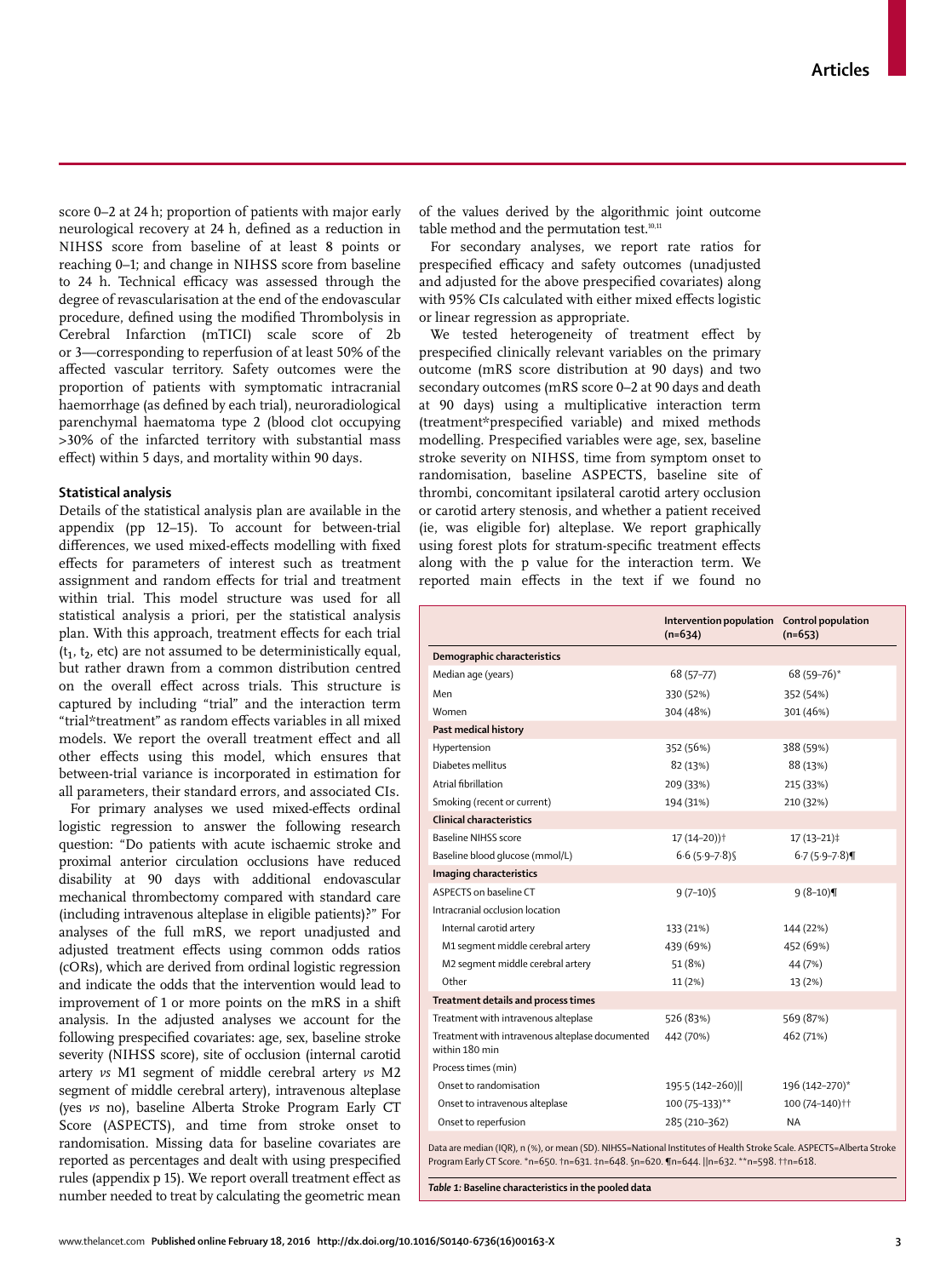score 0–2 at 24 h; proportion of patients with major early neurological recovery at 24 h, defined as a reduction in NIHSS score from baseline of at least 8 points or reaching 0–1; and change in NIHSS score from baseline to 24 h. Technical efficacy was assessed through the degree of revascularisation at the end of the endovascular procedure, defined using the modified Thrombolysis in Cerebral Infarction (mTICI) scale score of 2b or 3—corresponding to reperfusion of at least 50% of the affected vascular territory. Safety outcomes were the proportion of patients with symptomatic intracranial haemorrhage (as defined by each trial), neuroradiological parenchymal haematoma type 2 (blood clot occupying >30% of the infarcted territory with substantial mass effect) within 5 days, and mortality within 90 days.

### Statistical analysis

Details of the statistical analysis plan are available in the appendix (pp 12–15). To account for between-trial differences, we used mixed-effects modelling with fixed effects for parameters of interest such as treatment assignment and random effects for trial and treatment within trial. This model structure was used for all statistical analysis a priori, per the statistical analysis plan. With this approach, treatment effects for each trial ($t_1$, $t_2$, etc) are not assumed to be deterministically equal, but rather drawn from a common distribution centred on the overall effect across trials. This structure is captured by including "trial" and the interaction term "trial*treatment" as random effects variables in all mixed models. We report the overall treatment effect and all other effects using this model, which ensures that between-trial variance is incorporated in estimation for all parameters, their standard errors, and associated CIs.

For primary analyses we used mixed-effects ordinal logistic regression to answer the following research question: "Do patients with acute ischaemic stroke and proximal anterior circulation occlusions have reduced disability at 90 days with additional endovascular mechanical thrombectomy compared with standard care (including intravenous alteplase in eligible patients)?" For analyses of the full mRS, we report unadjusted and adjusted treatment effects using common odds ratios (cORs), which are derived from ordinal logistic regression and indicate the odds that the intervention would lead to improvement of 1 or more points on the mRS in a shift analysis. In the adjusted analyses we account for the following prespecified covariates: age, sex, baseline stroke severity (NIHSS score), site of occlusion (internal carotid artery *vs* M1 segment of middle cerebral artery *vs* M2 segment of middle cerebral artery), intravenous alteplase (yes *vs* no), baseline Alberta Stroke Program Early CT Score (ASPECTS), and time from stroke onset to randomisation. Missing data for baseline covariates are reported as percentages and dealt with using prespecified rules (appendix p 15). We report overall treatment effect as number needed to treat by calculating the geometric mean of the values derived by the algorithmic joint outcome table method and the permutation test.[10,11]

For secondary analyses, we report rate ratios for prespecified efficacy and safety outcomes (unadjusted and adjusted for the above prespecified covariates) along with 95% CIs calculated with either mixed effects logistic or linear regression as appropriate.

We tested heterogeneity of treatment effect by prespecified clinically relevant variables on the primary outcome (mRS score distribution at 90 days) and two secondary outcomes (mRS score 0–2 at 90 days and death at 90 days) using a multiplicative interaction term (treatment*prespecified variable) and mixed methods modelling. Prespecified variables were age, sex, baseline stroke severity on NIHSS, time from symptom onset to randomisation, baseline ASPECTS, baseline site of thrombi, concomitant ipsilateral carotid artery occlusion or carotid artery stenosis, and whether a patient received (ie, was eligible for) alteplase. We report graphically using forest plots for stratum-specific treatment effects along with the p value for the interaction term. We reported main effects in the text if we found no

| | Intervention population (n=634) | Control population (n=653) |
|---|---|---|
| **Demographic characteristics** | | |
| Median age (years) | 68 (57–77) | 68 (59–76)* |
| Men | 330 (52%) | 352 (54%) |
| Women | 304 (48%) | 301 (46%) |
| **Past medical history** | | |
| Hypertension | 352 (56%) | 388 (59%) |
| Diabetes mellitus | 82 (13%) | 88 (13%) |
| Atrial fibrillation | 209 (33%) | 215 (33%) |
| Smoking (recent or current) | 194 (31%) | 210 (32%) |
| **Clinical characteristics** | | |
| Baseline NIHSS score | 17 (14–20)† | 17 (13–21)‡ |
| Baseline blood glucose (mmol/L) | 6·6 (5·9–7·8)§ | 6·7 (5·9–7·8)¶ |
| **Imaging characteristics** | | |
| ASPECTS on baseline CT | 9 (7–10)§ | 9 (8–10)¶ |
| Intracranial occlusion location | | |
| Internal carotid artery | 133 (21%) | 144 (22%) |
| M1 segment middle cerebral artery | 439 (69%) | 452 (69%) |
| M2 segment middle cerebral artery | 51 (8%) | 44 (7%) |
| Other | 11 (2%) | 13 (2%) |
| **Treatment details and process times** | | |
| Treatment with intravenous alteplase | 526 (83%) | 569 (87%) |
| Treatment with intravenous alteplase documented within 180 min | 442 (70%) | 462 (71%) |
| Process times (min) | | |
| Onset to randomisation | 195·5 (142–260)‖ | 196 (142–270)* |
| Onset to intravenous alteplase | 100 (75–133)** | 100 (74–140)†† |
| Onset to reperfusion | 285 (210–362) | NA |

Data are median (IQR), n (%), or mean (SD). NIHSS=National Institutes of Health Stroke Scale. ASPECTS=Alberta Stroke Program Early CT Score. *n=650. †n=631. ‡n=648. §n=620. ¶n=644. ‖n=632. **n=598. ††n=618.

*Table 1:* **Baseline characteristics in the pooled data**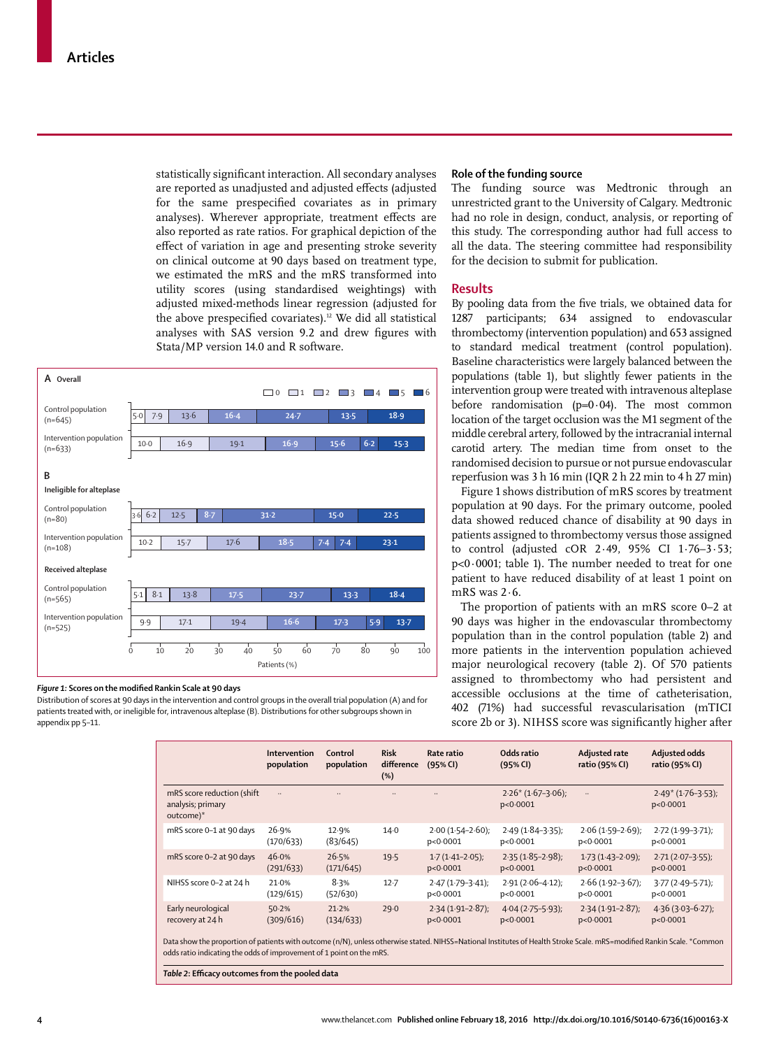statistically significant interaction. All secondary analyses are reported as unadjusted and adjusted effects (adjusted for the same prespecified covariates as in primary analyses). Wherever appropriate, treatment effects are also reported as rate ratios. For graphical depiction of the effect of variation in age and presenting stroke severity on clinical outcome at 90 days based on treatment type, we estimated the mRS and the mRS transformed into utility scores (using standardised weightings) with adjusted mixed-methods linear regression (adjusted for the above prespecified covariates).[12] We did all statistical analyses with SAS version 9.2 and drew figures with Stata/MP version 14.0 and R software.

**A Overall**

| | 0 | 1 | 2 | 3 | 4 | 5 | 6 |
|---|---|---|---|---|---|---|---|
| Control population (n=645) | 5·0 | 7·9 | 13·6 | 16·4 | 24·7 | 13·5 | 18·9 |
| Intervention population (n=633) | 10·0 | 16·9 | 19·1 | 16·9 | 15·6 | 6·2 | 15·3 |

**B**

**Ineligible for alteplase**

| | 0 | 1 | 2 | 3 | 4 | 5 | 6 |
|---|---|---|---|---|---|---|---|
| Control population (n=80) | 3·6 | 6·2 | 12·5 | 8·7 | 31·2 | 15·0 | 22·5 |
| Intervention population (n=108) | 10·2 | 15·7 | 17·6 | 18·5 | 7·4 | 7·4 | 23·1 |

**Received alteplase**

| | 0 | 1 | 2 | 3 | 4 | 5 | 6 |
|---|---|---|---|---|---|---|---|
| Control population (n=565) | 5·1 | 8·1 | 13·8 | 17·5 | 23·7 | 13·3 | 18·4 |
| Intervention population (n=525) | 9·9 | 17·1 | 19·4 | 16·6 | 17·3 | 5·9 | 13·7 |

Patients (%)

*Figure 1:* **Scores on the modified Rankin Scale at 90 days**
Distribution of scores at 90 days in the intervention and control groups in the overall trial population (A) and for patients treated with, or ineligible for, intravenous alteplase (B). Distributions for other subgroups shown in appendix pp 5–11.

## Role of the funding source

The funding source was Medtronic through an unrestricted grant to the University of Calgary. Medtronic had no role in design, conduct, analysis, or reporting of this study. The corresponding author had full access to all the data. The steering committee had responsibility for the decision to submit for publication.

## Results

By pooling data from the five trials, we obtained data for 1287 participants; 634 assigned to endovascular thrombectomy (intervention population) and 653 assigned to standard medical treatment (control population). Baseline characteristics were largely balanced between the populations (table 1), but slightly fewer patients in the intervention group were treated with intravenous alteplase before randomisation (p=0·04). The most common location of the target occlusion was the M1 segment of the middle cerebral artery, followed by the intracranial internal carotid artery. The median time from onset to the randomised decision to pursue or not pursue endovascular reperfusion was 3 h 16 min (IQR 2 h 22 min to 4 h 27 min)

Figure 1 shows distribution of mRS scores by treatment population at 90 days. For the primary outcome, pooled data showed reduced chance of disability at 90 days in patients assigned to thrombectomy versus those assigned to control (adjusted cOR 2·49, 95% CI 1·76–3·53; p<0·0001; table 1). The number needed to treat for one patient to have reduced disability of at least 1 point on mRS was 2·6.

The proportion of patients with an mRS score 0–2 at 90 days was higher in the endovascular thrombectomy population than in the control population (table 2) and more patients in the intervention population achieved major neurological recovery (table 2). Of 570 patients assigned to thrombectomy who had persistent and accessible occlusions at the time of catheterisation, 402 (71%) had successful revascularisation (mTICI score 2b or 3). NIHSS score was significantly higher after

| | Intervention population | Control population | Risk difference (%) | Rate ratio (95% CI) | Odds ratio (95% CI) | Adjusted rate ratio (95% CI) | Adjusted odds ratio (95% CI) |
|---|---|---|---|---|---|---|---|
| mRS score reduction (shift analysis; primary outcome)* | .. | .. | .. | .. | 2·26* (1·67–3·06); p<0·0001 | .. | 2·49* (1·76–3·53); p<0·0001 |
| mRS score 0–1 at 90 days | 26·9% (170/633) | 12·9% (83/645) | 14·0 | 2·00 (1·54–2·60); p<0·0001 | 2·49 (1·84–3·35); p<0·0001 | 2·06 (1·59–2·69); p<0·0001 | 2·72 (1·99–3·71); p<0·0001 |
| mRS score 0–2 at 90 days | 46·0% (291/633) | 26·5% (171/645) | 19·5 | 1·7 (1·41–2·05); p<0·0001 | 2·35 (1·85–2·98); p<0·0001 | 1·73 (1·43–2·09); p<0·0001 | 2·71 (2·07–3·55); p<0·0001 |
| NIHSS score 0–2 at 24 h | 21·0% (129/615) | 8·3% (52/630) | 12·7 | 2·47 (1·79–3·41); p<0·0001 | 2·91 (2·06–4·12); p<0·0001 | 2·66 (1·92–3·67); p<0·0001 | 3·77 (2·49–5·71); p<0·0001 |
| Early neurological recovery at 24 h | 50·2% (309/616) | 21·2% (134/633) | 29·0 | 2·34 (1·91–2·87); p<0·0001 | 4·04 (2·75–5·93); p<0·0001 | 2·34 (1·91–2·87); p<0·0001 | 4·36 (3·03–6·27); p<0·0001 |

Data show the proportion of patients with outcome (n/N), unless otherwise stated. NIHSS=National Institutes of Health Stroke Scale. mRS=modified Rankin Scale. *Common odds ratio indicating the odds of improvement of 1 point on the mRS.

*Table 2:* **Efficacy outcomes from the pooled data**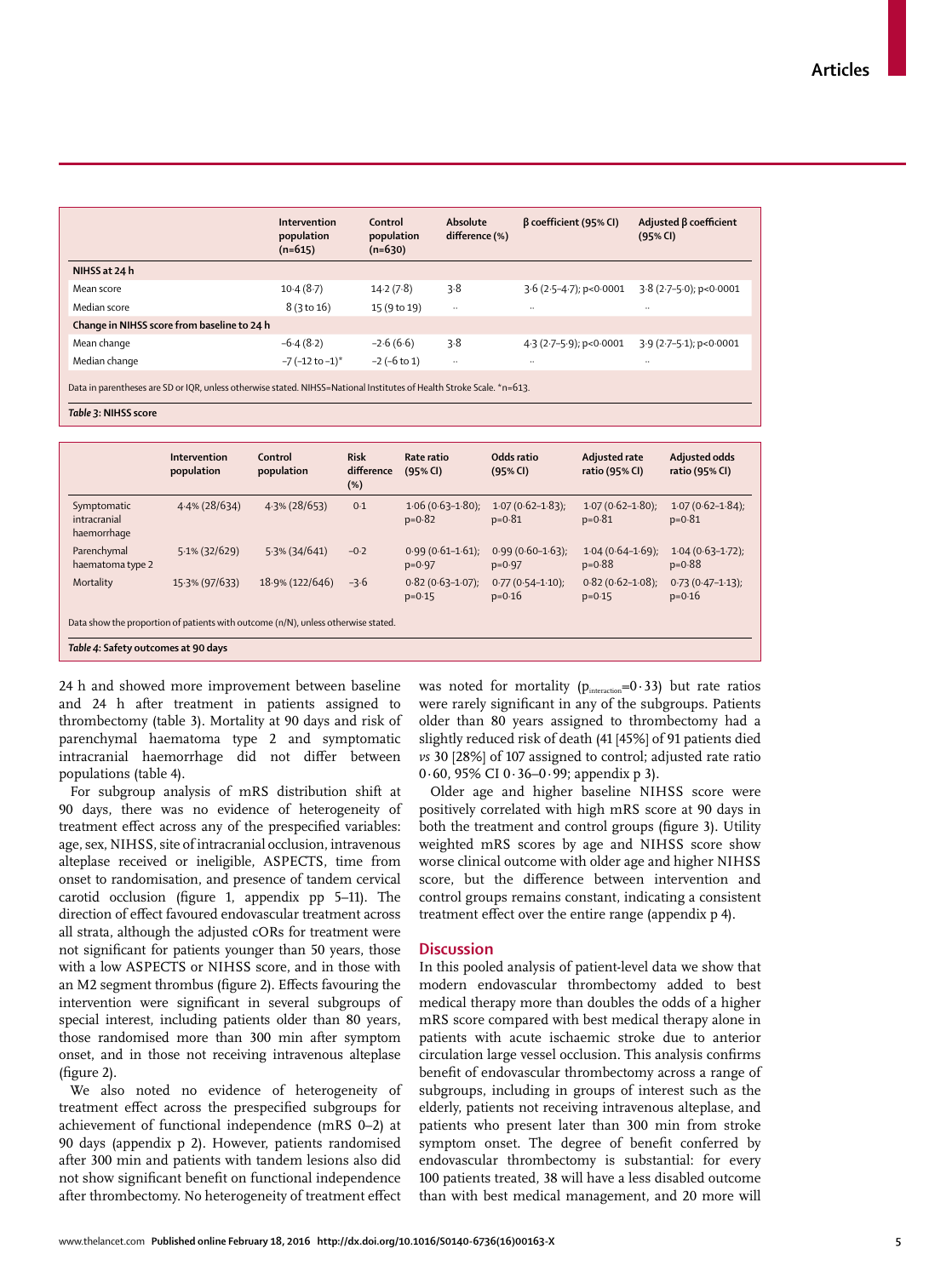| | Intervention population (n=615) | Control population (n=630) | Absolute difference (%) | β coefficient (95% CI) | Adjusted β coefficient (95% CI) |
|---|---|---|---|---|---|
| **NIHSS at 24 h** | | | | | |
| Mean score | 10·4 (8·7) | 14·2 (7·8) | 3·8 | 3·6 (2·5–4·7); p<0·0001 | 3·8 (2·7–5·0); p<0·0001 |
| Median score | 8 (3 to 16) | 15 (9 to 19) | .. | .. | .. |
| **Change in NIHSS score from baseline to 24 h** | | | | | |
| Mean change | −6·4 (8·2) | −2·6 (6·6) | 3·8 | 4·3 (2·7–5·9); p<0·0001 | 3·9 (2·7–5·1); p<0·0001 |
| Median change | −7 (−12 to −1)* | −2 (−6 to 1) | .. | .. | .. |

Data in parentheses are SD or IQR, unless otherwise stated. NIHSS=National Institutes of Health Stroke Scale. *n=613.

***Table 3:* NIHSS score**

| | Intervention population | Control population | Risk difference (%) | Rate ratio (95% CI) | Odds ratio (95% CI) | Adjusted rate ratio (95% CI) | Adjusted odds ratio (95% CI) |
|---|---|---|---|---|---|---|---|
| Symptomatic intracranial haemorrhage | 4·4% (28/634) | 4·3% (28/653) | 0·1 | 1·06 (0·63–1·80); p=0·82 | 1·07 (0·62–1·83); p=0·81 | 1·07 (0·62–1·80); p=0·81 | 1·07 (0·62–1·84); p=0·81 |
| Parenchymal haematoma type 2 | 5·1% (32/629) | 5·3% (34/641) | −0·2 | 0·99 (0·61–1·61); p=0·97 | 0·99 (0·60–1·63); p=0·97 | 1·04 (0·64–1·69); p=0·88 | 1·04 (0·63–1·72); p=0·88 |
| Mortality | 15·3% (97/633) | 18·9% (122/646) | −3·6 | 0·82 (0·63–1·07); p=0·15 | 0·77 (0·54–1·10); p=0·16 | 0·82 (0·62–1·08); p=0·15 | 0·73 (0·47–1·13); p=0·16 |

Data show the proportion of patients with outcome (n/N), unless otherwise stated.

***Table 4:* Safety outcomes at 90 days**

24 h and showed more improvement between baseline and 24 h after treatment in patients assigned to thrombectomy (table 3). Mortality at 90 days and risk of parenchymal haematoma type 2 and symptomatic intracranial haemorrhage did not differ between populations (table 4).

For subgroup analysis of mRS distribution shift at 90 days, there was no evidence of heterogeneity of treatment effect across any of the prespecified variables: age, sex, NIHSS, site of intracranial occlusion, intravenous alteplase received or ineligible, ASPECTS, time from onset to randomisation, and presence of tandem cervical carotid occlusion (figure 1, appendix pp 5–11). The direction of effect favoured endovascular treatment across all strata, although the adjusted cORs for treatment were not significant for patients younger than 50 years, those with a low ASPECTS or NIHSS score, and in those with an M2 segment thrombus (figure 2). Effects favouring the intervention were significant in several subgroups of special interest, including patients older than 80 years, those randomised more than 300 min after symptom onset, and in those not receiving intravenous alteplase (figure 2).

We also noted no evidence of heterogeneity of treatment effect across the prespecified subgroups for achievement of functional independence (mRS 0–2) at 90 days (appendix p 2). However, patients randomised after 300 min and patients with tandem lesions also did not show significant benefit on functional independence after thrombectomy. No heterogeneity of treatment effect was noted for mortality ($p_{interaction}=0·33$) but rate ratios were rarely significant in any of the subgroups. Patients older than 80 years assigned to thrombectomy had a slightly reduced risk of death (41 [45%] of 91 patients died *vs* 30 [28%] of 107 assigned to control; adjusted rate ratio 0·60, 95% CI 0·36–0·99; appendix p 3).

Older age and higher baseline NIHSS score were positively correlated with high mRS score at 90 days in both the treatment and control groups (figure 3). Utility weighted mRS scores by age and NIHSS score show worse clinical outcome with older age and higher NIHSS score, but the difference between intervention and control groups remains constant, indicating a consistent treatment effect over the entire range (appendix p 4).

## Discussion

In this pooled analysis of patient-level data we show that modern endovascular thrombectomy added to best medical therapy more than doubles the odds of a higher mRS score compared with best medical therapy alone in patients with acute ischaemic stroke due to anterior circulation large vessel occlusion. This analysis confirms benefit of endovascular thrombectomy across a range of subgroups, including in groups of interest such as the elderly, patients not receiving intravenous alteplase, and patients who present later than 300 min from stroke symptom onset. The degree of benefit conferred by endovascular thrombectomy is substantial: for every 100 patients treated, 38 will have a less disabled outcome than with best medical management, and 20 more will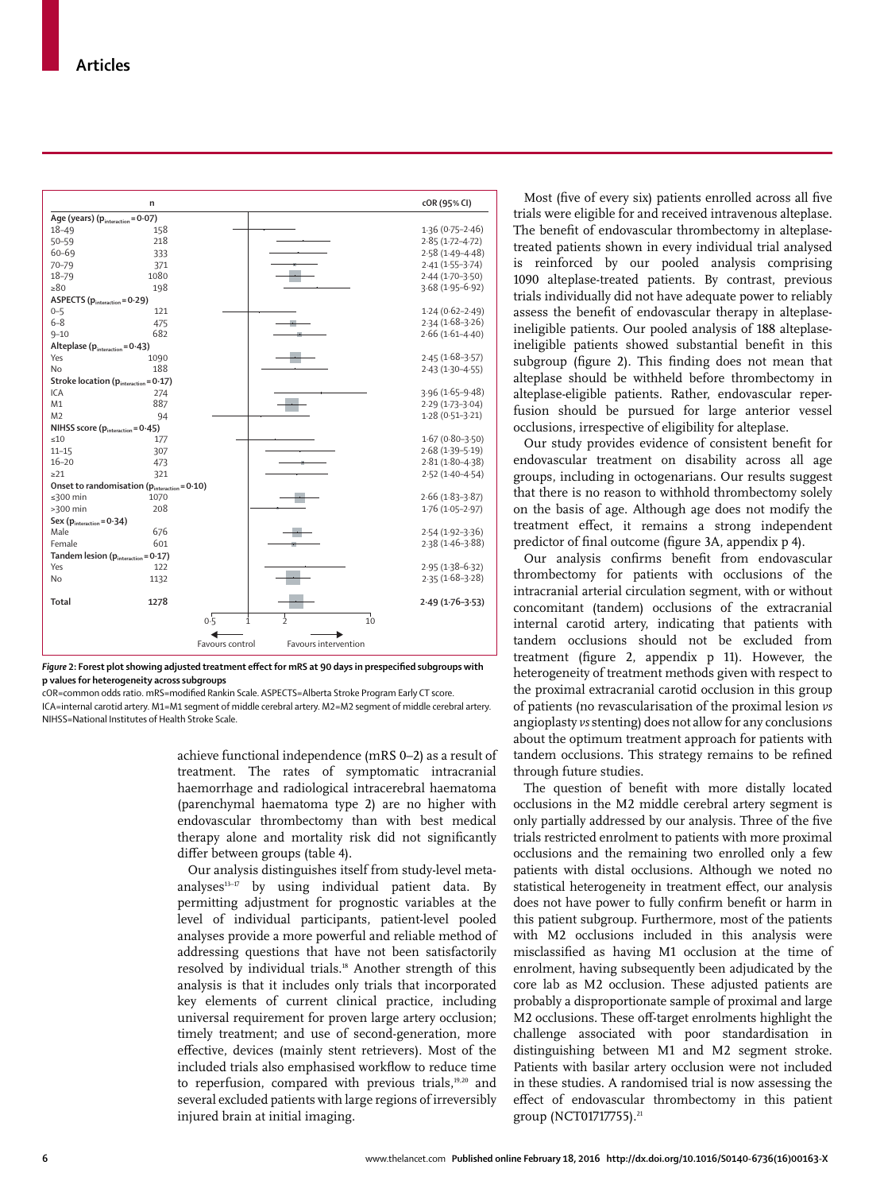| | n | cOR (95% CI) |
|---|---|---|
| **Age (years) ($p_{interaction}$=0·07)** | | |
| 18–49 | 158 | 1·36 (0·75–2·46) |
| 50–59 | 218 | 2·85 (1·72–4·72) |
| 60–69 | 333 | 2·58 (1·49–4·48) |
| 70–79 | 371 | 2·41 (1·55–3·74) |
| 18–79 | 1080 | 2·44 (1·70–3·50) |
| ≥80 | 198 | 3·68 (1·95–6·92) |
| **ASPECTS ($p_{interaction}$=0·29)** | | |
| 0–5 | 121 | 1·24 (0·62–2·49) |
| 6–8 | 475 | 2·34 (1·68–3·26) |
| 9–10 | 682 | 2·66 (1·61–4·40) |
| **Alteplase ($p_{interaction}$=0·43)** | | |
| Yes | 1090 | 2·45 (1·68–3·57) |
| No | 188 | 2·43 (1·30–4·55) |
| **Stroke location ($p_{interaction}$=0·17)** | | |
| ICA | 274 | 3·96 (1·65–9·48) |
| M1 | 887 | 2·29 (1·73–3·04) |
| M2 | 94 | 1·28 (0·51–3·21) |
| **NIHSS score ($p_{interaction}$=0·45)** | | |
| ≤10 | 177 | 1·67 (0·80–3·50) |
| 11–15 | 307 | 2·68 (1·39–5·19) |
| 16–20 | 473 | 2·81 (1·80–4·38) |
| ≥21 | 321 | 2·52 (1·40–4·54) |
| **Onset to randomisation ($p_{interaction}$=0·10)** | | |
| ≤300 min | 1070 | 2·66 (1·83–3·87) |
| >300 min | 208 | 1·76 (1·05–2·97) |
| **Sex ($p_{interaction}$=0·34)** | | |
| Male | 676 | 2·54 (1·92–3·36) |
| Female | 601 | 2·38 (1·46–3·88) |
| **Tandem lesion ($p_{interaction}$=0·17)** | | |
| Yes | 122 | 2·95 (1·38–6·32) |
| No | 1132 | 2·35 (1·68–3·28) |
| **Total** | **1278** | **2·49 (1·76–3·53)** |

0·5 1 2 10

Favours control Favours intervention

***Figure 2*: Forest plot showing adjusted treatment effect for mRS at 90 days in prespecified subgroups with p values for heterogeneity across subgroups**

cOR=common odds ratio. mRS=modified Rankin Scale. ASPECTS=Alberta Stroke Program Early CT score. ICA=internal carotid artery. M1=M1 segment of middle cerebral artery. M2=M2 segment of middle cerebral artery. NIHSS=National Institutes of Health Stroke Scale.

achieve functional independence (mRS 0–2) as a result of treatment. The rates of symptomatic intracranial haemorrhage and radiological intracerebral haematoma (parenchymal haematoma type 2) are no higher with endovascular thrombectomy than with best medical therapy alone and mortality risk did not significantly differ between groups (table 4).

Our analysis distinguishes itself from study-level meta-analyses[13–17] by using individual patient data. By permitting adjustment for prognostic variables at the level of individual participants, patient-level pooled analyses provide a more powerful and reliable method of addressing questions that have not been satisfactorily resolved by individual trials.[18] Another strength of this analysis is that it includes only trials that incorporated key elements of current clinical practice, including universal requirement for proven large artery occlusion; timely treatment; and use of second-generation, more effective, devices (mainly stent retrievers). Most of the included trials also emphasised workflow to reduce time to reperfusion, compared with previous trials,[19,20] and several excluded patients with large regions of irreversibly injured brain at initial imaging.

Most (five of every six) patients enrolled across all five trials were eligible for and received intravenous alteplase. The benefit of endovascular thrombectomy in alteplase-treated patients shown in every individual trial analysed is reinforced by our pooled analysis comprising 1090 alteplase-treated patients. By contrast, previous trials individually did not have adequate power to reliably assess the benefit of endovascular therapy in alteplase-ineligible patients. Our pooled analysis of 188 alteplase-ineligible patients showed substantial benefit in this subgroup (figure 2). This finding does not mean that alteplase should be withheld before thrombectomy in alteplase-eligible patients. Rather, endovascular reperfusion should be pursued for large anterior vessel occlusions, irrespective of eligibility for alteplase.

Our study provides evidence of consistent benefit for endovascular treatment on disability across all age groups, including in octogenarians. Our results suggest that there is no reason to withhold thrombectomy solely on the basis of age. Although age does not modify the treatment effect, it remains a strong independent predictor of final outcome (figure 3A, appendix p 4).

Our analysis confirms benefit from endovascular thrombectomy for patients with occlusions of the intracranial arterial circulation segment, with or without concomitant (tandem) occlusions of the extracranial internal carotid artery, indicating that patients with tandem occlusions should not be excluded from treatment (figure 2, appendix p 11). However, the heterogeneity of treatment methods given with respect to the proximal extracranial carotid occlusion in this group of patients (no revascularisation of the proximal lesion *vs* angioplasty *vs* stenting) does not allow for any conclusions about the optimum treatment approach for patients with tandem occlusions. This strategy remains to be refined through future studies.

The question of benefit with more distally located occlusions in the M2 middle cerebral artery segment is only partially addressed by our analysis. Three of the five trials restricted enrolment to patients with more proximal occlusions and the remaining two enrolled only a few patients with distal occlusions. Although we noted no statistical heterogeneity in treatment effect, our analysis does not have power to fully confirm benefit or harm in this patient subgroup. Furthermore, most of the patients with M2 occlusions included in this analysis were misclassified as having M1 occlusion at the time of enrolment, having subsequently been adjudicated by the core lab as M2 occlusion. These adjusted patients are probably a disproportionate sample of proximal and large M2 occlusions. These off-target enrolments highlight the challenge associated with poor standardisation in distinguishing between M1 and M2 segment stroke. Patients with basilar artery occlusion were not included in these studies. A randomised trial is now assessing the effect of endovascular thrombectomy in this patient group (NCT01717755).[21]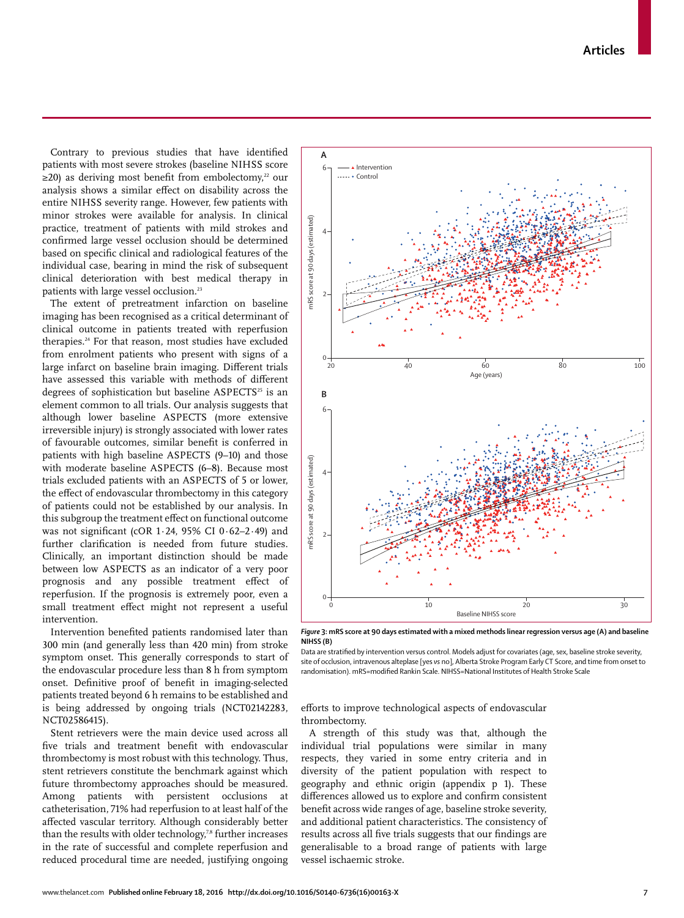Contrary to previous studies that have identified patients with most severe strokes (baseline NIHSS score ≥20) as deriving most benefit from embolectomy,[22] our analysis shows a similar effect on disability across the entire NIHSS severity range. However, few patients with minor strokes were available for analysis. In clinical practice, treatment of patients with mild strokes and confirmed large vessel occlusion should be determined based on specific clinical and radiological features of the individual case, bearing in mind the risk of subsequent clinical deterioration with best medical therapy in patients with large vessel occlusion.[23]

The extent of pretreatment infarction on baseline imaging has been recognised as a critical determinant of clinical outcome in patients treated with reperfusion therapies.[24] For that reason, most studies have excluded from enrolment patients who present with signs of a large infarct on baseline brain imaging. Different trials have assessed this variable with methods of different degrees of sophistication but baseline ASPECTS[25] is an element common to all trials. Our analysis suggests that although lower baseline ASPECTS (more extensive irreversible injury) is strongly associated with lower rates of favourable outcomes, similar benefit is conferred in patients with high baseline ASPECTS (9–10) and those with moderate baseline ASPECTS (6–8). Because most trials excluded patients with an ASPECTS of 5 or lower, the effect of endovascular thrombectomy in this category of patients could not be established by our analysis. In this subgroup the treatment effect on functional outcome was not significant (cOR 1·24, 95% CI 0·62–2·49) and further clarification is needed from future studies. Clinically, an important distinction should be made between low ASPECTS as an indicator of a very poor prognosis and any possible treatment effect of reperfusion. If the prognosis is extremely poor, even a small treatment effect might not represent a useful intervention.

Intervention benefited patients randomised later than 300 min (and generally less than 420 min) from stroke symptom onset. This generally corresponds to start of the endovascular procedure less than 8 h from symptom onset. Definitive proof of benefit in imaging-selected patients treated beyond 6 h remains to be established and is being addressed by ongoing trials (NCT02142283, NCT02586415).

Stent retrievers were the main device used across all five trials and treatment benefit with endovascular thrombectomy is most robust with this technology. Thus, stent retrievers constitute the benchmark against which future thrombectomy approaches should be measured. Among patients with persistent occlusions at catheterisation, 71% had reperfusion to at least half of the affected vascular territory. Although considerably better than the results with older technology,[7,8] further increases in the rate of successful and complete reperfusion and reduced procedural time are needed, justifying ongoing efforts to improve technological aspects of endovascular thrombectomy.

**Figure 3: mRS score at 90 days estimated with a mixed methods linear regression versus age (A) and baseline NIHSS (B)**

Data are stratified by intervention versus control. Models adjust for covariates (age, sex, baseline stroke severity, site of occlusion, intravenous alteplase [yes vs no], Alberta Stroke Program Early CT Score, and time from onset to randomisation). mRS=modified Rankin Scale. NIHSS=National Institutes of Health Stroke Scale

A strength of this study was that, although the individual trial populations were similar in many respects, they varied in some entry criteria and in diversity of the patient population with respect to geography and ethnic origin (appendix p 1). These differences allowed us to explore and confirm consistent benefit across wide ranges of age, baseline stroke severity, and additional patient characteristics. The consistency of results across all five trials suggests that our findings are generalisable to a broad range of patients with large vessel ischaemic stroke.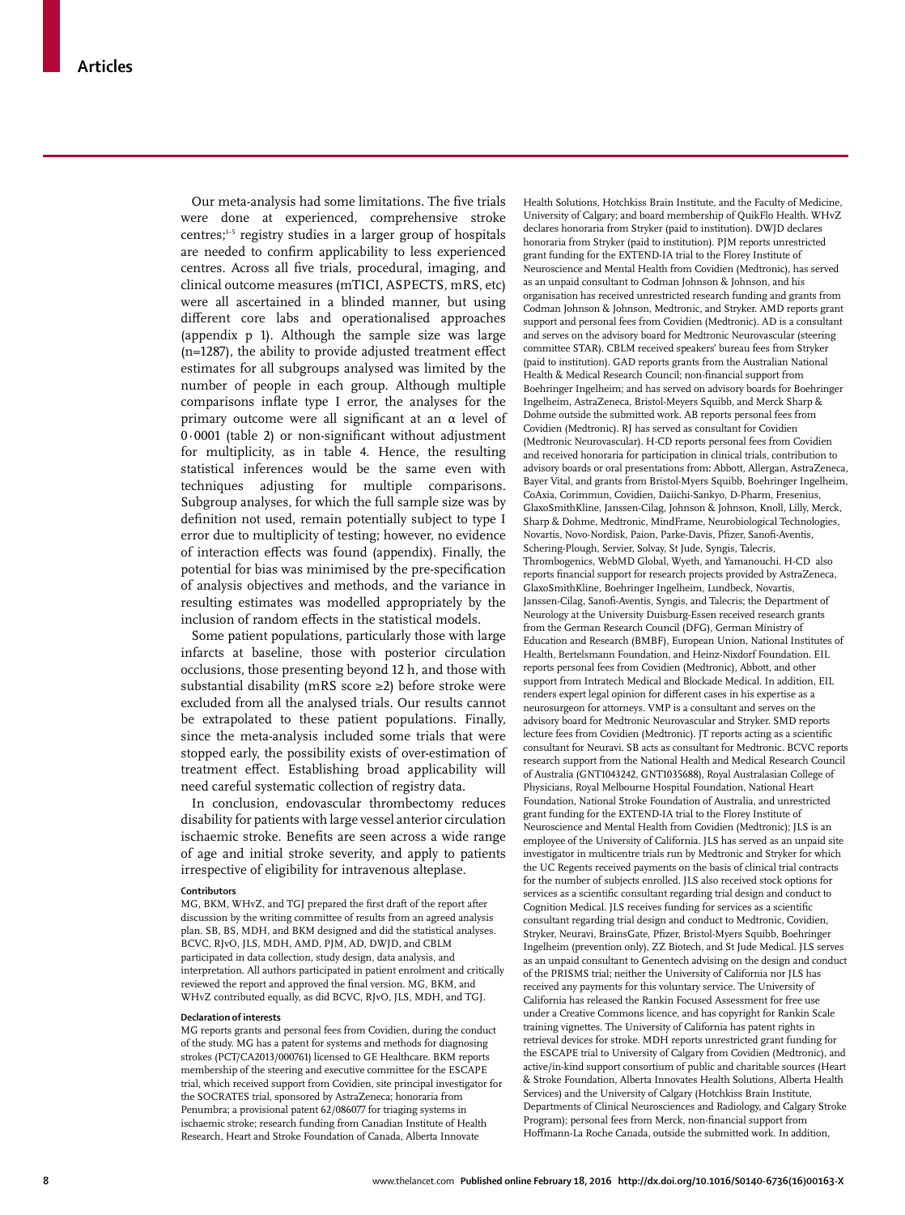Our meta-analysis had some limitations. The five trials were done at experienced, comprehensive stroke centres;[1–5] registry studies in a larger group of hospitals are needed to confirm applicability to less experienced centres. Across all five trials, procedural, imaging, and clinical outcome measures (mTICI, ASPECTS, mRS, etc) were all ascertained in a blinded manner, but using different core labs and operationalised approaches (appendix p 1). Although the sample size was large (n=1287), the ability to provide adjusted treatment effect estimates for all subgroups analysed was limited by the number of people in each group. Although multiple comparisons inflate type I error, the analyses for the primary outcome were all significant at an α level of 0·0001 (table 2) or non-significant without adjustment for multiplicity, as in table 4. Hence, the resulting statistical inferences would be the same even with techniques adjusting for multiple comparisons. Subgroup analyses, for which the full sample size was by definition not used, remain potentially subject to type I error due to multiplicity of testing; however, no evidence of interaction effects was found (appendix). Finally, the potential for bias was minimised by the pre-specification of analysis objectives and methods, and the variance in resulting estimates was modelled appropriately by the inclusion of random effects in the statistical models.

Some patient populations, particularly those with large infarcts at baseline, those with posterior circulation occlusions, those presenting beyond 12 h, and those with substantial disability (mRS score ≥2) before stroke were excluded from all the analysed trials. Our results cannot be extrapolated to these patient populations. Finally, since the meta-analysis included some trials that were stopped early, the possibility exists of over-estimation of treatment effect. Establishing broad applicability will need careful systematic collection of registry data.

In conclusion, endovascular thrombectomy reduces disability for patients with large vessel anterior circulation ischaemic stroke. Benefits are seen across a wide range of age and initial stroke severity, and apply to patients irrespective of eligibility for intravenous alteplase.

#### Contributors

MG, BKM, WHvZ, and TGJ prepared the first draft of the report after discussion by the writing committee of results from an agreed analysis plan. SB, BS, MDH, and BKM designed and did the statistical analyses. BCVC, RJvO, JLS, MDH, AMD, PJM, AD, DWJD, and CBLM participated in data collection, study design, data analysis, and interpretation. All authors participated in patient enrolment and critically reviewed the report and approved the final version. MG, BKM, and WHvZ contributed equally, as did BCVC, RJvO, JLS, MDH, and TGJ.

#### Declaration of interests

MG reports grants and personal fees from Covidien, during the conduct of the study. MG has a patent for systems and methods for diagnosing strokes (PCT/CA2013/000761) licensed to GE Healthcare. BKM reports membership of the steering and executive committee for the ESCAPE trial, which received support from Covidien, site principal investigator for the SOCRATES trial, sponsored by AstraZeneca; honoraria from Penumbra; a provisional patent 62/086077 for triaging systems in ischaemic stroke; research funding from Canadian Institute of Health Research, Heart and Stroke Foundation of Canada, Alberta Innovate Health Solutions, Hotchkiss Brain Institute, and the Faculty of Medicine, University of Calgary; and board membership of QuikFlo Health. WHvZ declares honoraria from Stryker (paid to institution). DWJD declares honoraria from Stryker (paid to institution). PJM reports unrestricted grant funding for the EXTEND-IA trial to the Florey Institute of Neuroscience and Mental Health from Covidien (Medtronic), has served as an unpaid consultant to Codman Johnson & Johnson, and his organisation has received unrestricted research funding and grants from Codman Johnson & Johnson, Medtronic, and Stryker. AMD reports grant support and personal fees from Covidien (Medtronic). AD is a consultant and serves on the advisory board for Medtronic Neurovascular (steering committee STAR). CBLM received speakers' bureau fees from Stryker (paid to institution). GAD reports grants from the Australian National Health & Medical Research Council; non-financial support from Boehringer Ingelheim; and has served on advisory boards for Boehringer Ingelheim, AstraZeneca, Bristol-Meyers Squibb, and Merck Sharp & Dohme outside the submitted work. AB reports personal fees from Covidien (Medtronic). RJ has served as consultant for Covidien (Medtronic Neurovascular). H-CD reports personal fees from Covidien and received honoraria for participation in clinical trials, contribution to advisory boards or oral presentations from: Abbott, Allergan, AstraZeneca, Bayer Vital, and grants from Bristol-Myers Squibb, Boehringer Ingelheim, CoAxia, Corimmun, Covidien, Daiichi-Sankyo, D-Pharm, Fresenius, GlaxoSmithKline, Janssen-Cilag, Johnson & Johnson, Knoll, Lilly, Merck, Sharp & Dohme, Medtronic, MindFrame, Neurobiological Technologies, Novartis, Novo-Nordisk, Paion, Parke-Davis, Pfizer, Sanofi-Aventis, Schering-Plough, Servier, Solvay, St Jude, Syngis, Talecris, Thrombogenics, WebMD Global, Wyeth, and Yamanouchi. H-CD also reports financial support for research projects provided by AstraZeneca, GlaxoSmithKline, Boehringer Ingelheim, Lundbeck, Novartis, Janssen-Cilag, Sanofi-Aventis, Syngis, and Talecris; the Department of Neurology at the University Duisburg-Essen received research grants from the German Research Council (DFG), German Ministry of Education and Research (BMBF), European Union, National Institutes of Health, Bertelsmann Foundation, and Heinz-Nixdorf Foundation. EIL reports personal fees from Covidien (Medtronic), Abbott, and other support from Intratech Medical and Blockade Medical. In addition, EIL renders expert legal opinion for different cases in his expertise as a neurosurgeon for attorneys. VMP is a consultant and serves on the advisory board for Medtronic Neurovascular and Stryker. SMD reports lecture fees from Covidien (Medtronic). JT reports acting as a scientific consultant for Neuravi. SB acts as consultant for Medtronic. BCVC reports research support from the National Health and Medical Research Council of Australia (GNT1043242, GNT1035688), Royal Australasian College of Physicians, Royal Melbourne Hospital Foundation, National Heart Foundation, National Stroke Foundation of Australia, and unrestricted grant funding for the EXTEND-IA trial to the Florey Institute of Neuroscience and Mental Health from Covidien (Medtronic); JLS is an employee of the University of California. JLS has served as an unpaid site investigator in multicentre trials run by Medtronic and Stryker for which the UC Regents received payments on the basis of clinical trial contracts for the number of subjects enrolled. JLS also received stock options for services as a scientific consultant regarding trial design and conduct to Cognition Medical. JLS receives funding for services as a scientific consultant regarding trial design and conduct to Medtronic, Covidien, Stryker, Neuravi, BrainsGate, Pfizer, Bristol-Myers Squibb, Boehringer Ingelheim (prevention only), ZZ Biotech, and St Jude Medical. JLS serves as an unpaid consultant to Genentech advising on the design and conduct of the PRISMS trial; neither the University of California nor JLS has received any payments for this voluntary service. The University of California has released the Rankin Focused Assessment for free use under a Creative Commons licence, and has copyright for Rankin Scale training vignettes. The University of California has patent rights in retrieval devices for stroke. MDH reports unrestricted grant funding for the ESCAPE trial to University of Calgary from Covidien (Medtronic), and active/in-kind support consortium of public and charitable sources (Heart & Stroke Foundation, Alberta Innovates Health Solutions, Alberta Health Services) and the University of Calgary (Hotchkiss Brain Institute, Departments of Clinical Neurosciences and Radiology, and Calgary Stroke Program); personal fees from Merck, non-financial support from Hoffmann-La Roche Canada, outside the submitted work. In addition,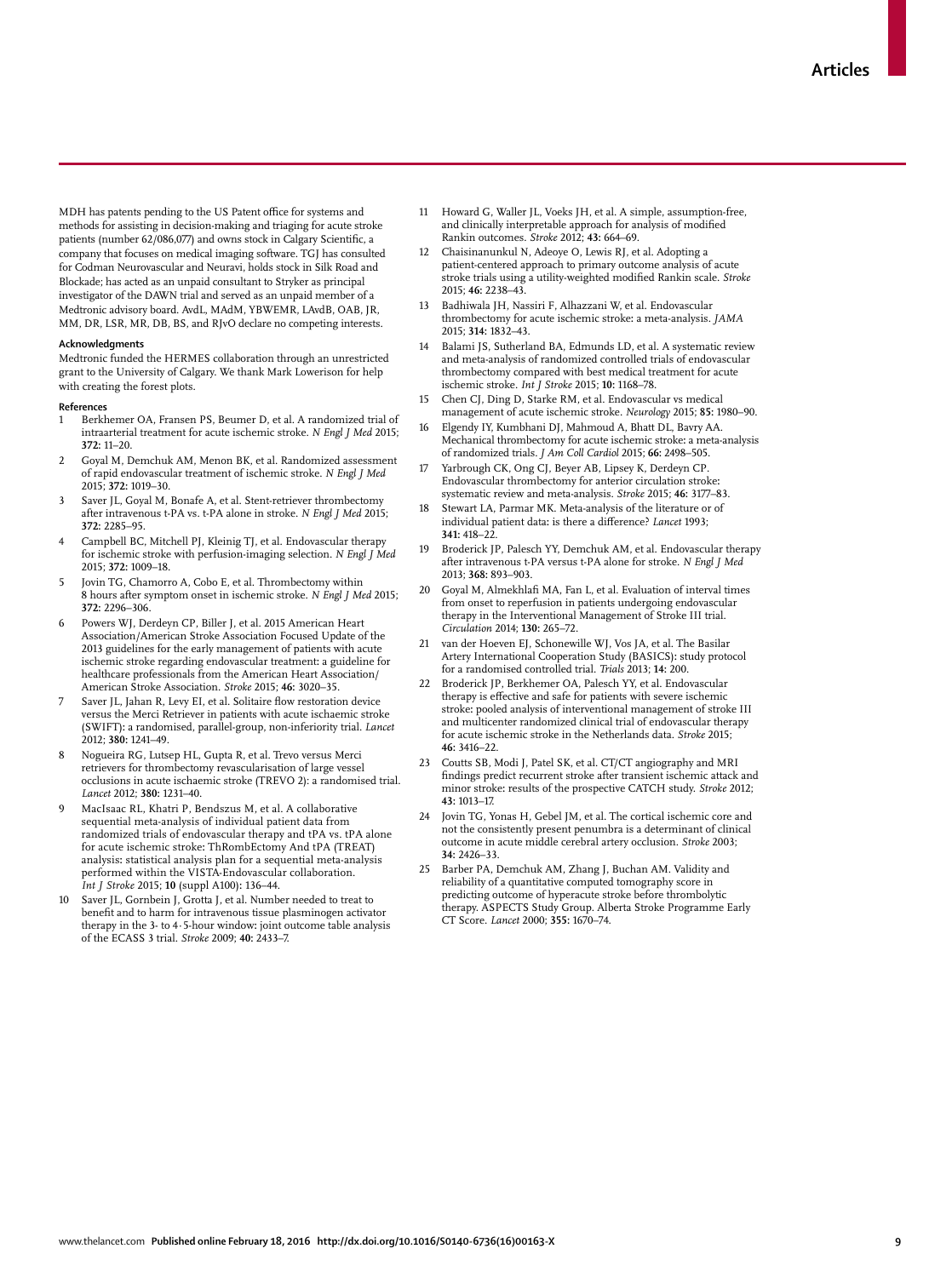MDH has patents pending to the US Patent office for systems and methods for assisting in decision-making and triaging for acute stroke patients (number 62/086,077) and owns stock in Calgary Scientific, a company that focuses on medical imaging software. TGJ has consulted for Codman Neurovascular and Neuravi, holds stock in Silk Road and Blockade; has acted as an unpaid consultant to Stryker as principal investigator of the DAWN trial and served as an unpaid member of a Medtronic advisory board. AvdL, MAdM, YBWEMR, LAvdB, OAB, JR, MM, DR, LSR, MR, DB, BS, and RJvO declare no competing interests.

### Acknowledgments

Medtronic funded the HERMES collaboration through an unrestricted grant to the University of Calgary. We thank Mark Lowerison for help with creating the forest plots.

### References

1. Berkhemer OA, Fransen PS, Beumer D, et al. A randomized trial of intraarterial treatment for acute ischemic stroke. *N Engl J Med* 2015; **372:** 11–20.
2. Goyal M, Demchuk AM, Menon BK, et al. Randomized assessment of rapid endovascular treatment of ischemic stroke. *N Engl J Med* 2015; **372:** 1019–30.
3. Saver JL, Goyal M, Bonafe A, et al. Stent-retriever thrombectomy after intravenous t-PA vs. t-PA alone in stroke. *N Engl J Med* 2015; **372:** 2285–95.
4. Campbell BC, Mitchell PJ, Kleinig TJ, et al. Endovascular therapy for ischemic stroke with perfusion-imaging selection. *N Engl J Med* 2015; **372:** 1009–18.
5. Jovin TG, Chamorro A, Cobo E, et al. Thrombectomy within 8 hours after symptom onset in ischemic stroke. *N Engl J Med* 2015; **372:** 2296–306.
6. Powers WJ, Derdeyn CP, Biller J, et al. 2015 American Heart Association/American Stroke Association Focused Update of the 2013 guidelines for the early management of patients with acute ischemic stroke regarding endovascular treatment: a guideline for healthcare professionals from the American Heart Association/American Stroke Association. *Stroke* 2015; **46:** 3020–35.
7. Saver JL, Jahan R, Levy EI, et al. Solitaire flow restoration device versus the Merci Retriever in patients with acute ischaemic stroke (SWIFT): a randomised, parallel-group, non-inferiority trial. *Lancet* 2012; **380:** 1241–49.
8. Nogueira RG, Lutsep HL, Gupta R, et al. Trevo versus Merci retrievers for thrombectomy revascularisation of large vessel occlusions in acute ischaemic stroke (TREVO 2): a randomised trial. *Lancet* 2012; **380:** 1231–40.
9. MacIsaac RL, Khatri P, Bendszus M, et al. A collaborative sequential meta-analysis of individual patient data from randomized trials of endovascular therapy and tPA vs. tPA alone for acute ischemic stroke: ThRombEctomy And tPA (TREAT) analysis: statistical analysis plan for a sequential meta-analysis performed within the VISTA-Endovascular collaboration. *Int J Stroke* 2015; **10** (suppl A100): 136–44.
10. Saver JL, Gornbein J, Grotta J, et al. Number needed to treat to benefit and to harm for intravenous tissue plasminogen activator therapy in the 3- to 4·5-hour window: joint outcome table analysis of the ECASS 3 trial. *Stroke* 2009; **40:** 2433–7.
11. Howard G, Waller JL, Voeks JH, et al. A simple, assumption-free, and clinically interpretable approach for analysis of modified Rankin outcomes. *Stroke* 2012; **43:** 664–69.
12. Chaisinanunkul N, Adeoye O, Lewis RJ, et al. Adopting a patient-centered approach to primary outcome analysis of acute stroke trials using a utility-weighted modified Rankin scale. *Stroke* 2015; **46:** 2238–43.
13. Badhiwala JH, Nassiri F, Alhazzani W, et al. Endovascular thrombectomy for acute ischemic stroke: a meta-analysis. *JAMA* 2015; **314:** 1832–43.
14. Balami JS, Sutherland BA, Edmunds LD, et al. A systematic review and meta-analysis of randomized controlled trials of endovascular thrombectomy compared with best medical treatment for acute ischemic stroke. *Int J Stroke* 2015; **10:** 1168–78.
15. Chen CJ, Ding D, Starke RM, et al. Endovascular vs medical management of acute ischemic stroke. *Neurology* 2015; **85:** 1980–90.
16. Elgendy IY, Kumbhani DJ, Mahmoud A, Bhatt DL, Bavry AA. Mechanical thrombectomy for acute ischemic stroke: a meta-analysis of randomized trials. *J Am Coll Cardiol* 2015; **66:** 2498–505.
17. Yarbrough CK, Ong CJ, Beyer AB, Lipsey K, Derdeyn CP. Endovascular thrombectomy for anterior circulation stroke: systematic review and meta-analysis. *Stroke* 2015; **46:** 3177–83.
18. Stewart LA, Parmar MK. Meta-analysis of the literature or of individual patient data: is there a difference? *Lancet* 1993; **341:** 418–22.
19. Broderick JP, Palesch YY, Demchuk AM, et al. Endovascular therapy after intravenous t-PA versus t-PA alone for stroke. *N Engl J Med* 2013; **368:** 893–903.
20. Goyal M, Almekhlafi MA, Fan L, et al. Evaluation of interval times from onset to reperfusion in patients undergoing endovascular therapy in the Interventional Management of Stroke III trial. *Circulation* 2014; **130:** 265–72.
21. van der Hoeven EJ, Schonewille WJ, Vos JA, et al. The Basilar Artery International Cooperation Study (BASICS): study protocol for a randomised controlled trial. *Trials* 2013; **14:** 200.
22. Broderick JP, Berkhemer OA, Palesch YY, et al. Endovascular therapy is effective and safe for patients with severe ischemic stroke: pooled analysis of interventional management of stroke III and multicenter randomized clinical trial of endovascular therapy for acute ischemic stroke in the Netherlands data. *Stroke* 2015; **46:** 3416–22.
23. Coutts SB, Modi J, Patel SK, et al. CT/CT angiography and MRI findings predict recurrent stroke after transient ischemic attack and minor stroke: results of the prospective CATCH study. *Stroke* 2012; **43:** 1013–17.
24. Jovin TG, Yonas H, Gebel JM, et al. The cortical ischemic core and not the consistently present penumbra is a determinant of clinical outcome in acute middle cerebral artery occlusion. *Stroke* 2003; **34:** 2426–33.
25. Barber PA, Demchuk AM, Zhang J, Buchan AM. Validity and reliability of a quantitative computed tomography score in predicting outcome of hyperacute stroke before thrombolytic therapy. ASPECTS Study Group. Alberta Stroke Programme Early CT Score. *Lancet* 2000; **355:** 1670–74.